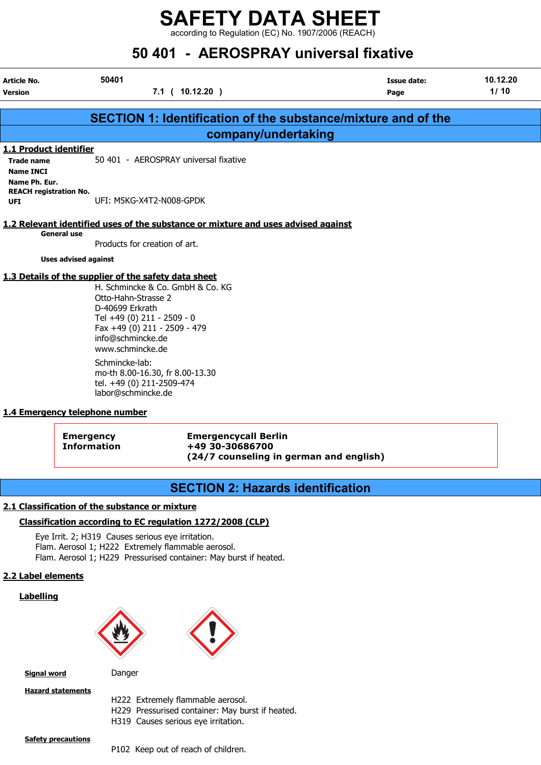# SAFETY DATA SHEET

according to Regulation (EC) No. 1907/2006 (REACH)

# 50 401 - AEROSPRAY universal fixative

| Article No. | 50401 | Issue date: | 10.12.20 |
|---|---|---|---|
| Version | 7.1 ( 10.12.20 ) | Page | 1/ 10 |

## SECTION 1: Identification of the substance/mixture and of the company/undertaking

### 1.1 Product identifier

**Trade name** 50 401 - AEROSPRAY universal fixative
**Name INCI**
**Name Ph. Eur.**
**REACH registration No.**
**UFI** UFI: M5KG-X4T2-N008-GPDK

### 1.2 Relevant identified uses of the substance or mixture and uses advised against

**General use**

Products for creation of art.

**Uses advised against**

### 1.3 Details of the supplier of the safety data sheet

H. Schmincke & Co. GmbH & Co. KG
Otto-Hahn-Strasse 2
D-40699 Erkrath
Tel +49 (0) 211 - 2509 - 0
Fax +49 (0) 211 - 2509 - 479
info@schmincke.de
www.schmincke.de

Schmincke-lab:
mo-th 8.00-16.30, fr 8.00-13.30
tel. +49 (0) 211-2509-474
labor@schmincke.de

### 1.4 Emergency telephone number

**Emergency Information**

**Emergencycall Berlin**
**+49 30-30686700**
**(24/7 counseling in german and english)**

## SECTION 2: Hazards identification

### 2.1 Classification of the substance or mixture

#### Classification according to EC regulation 1272/2008 (CLP)

Eye Irrit. 2; H319 Causes serious eye irritation.
Flam. Aerosol 1; H222 Extremely flammable aerosol.
Flam. Aerosol 1; H229 Pressurised container: May burst if heated.

### 2.2 Label elements

#### Labelling

**Signal word**

Danger

**Hazard statements**

H222 Extremely flammable aerosol.
H229 Pressurised container: May burst if heated.
H319 Causes serious eye irritation.

**Safety precautions**

P102 Keep out of reach of children.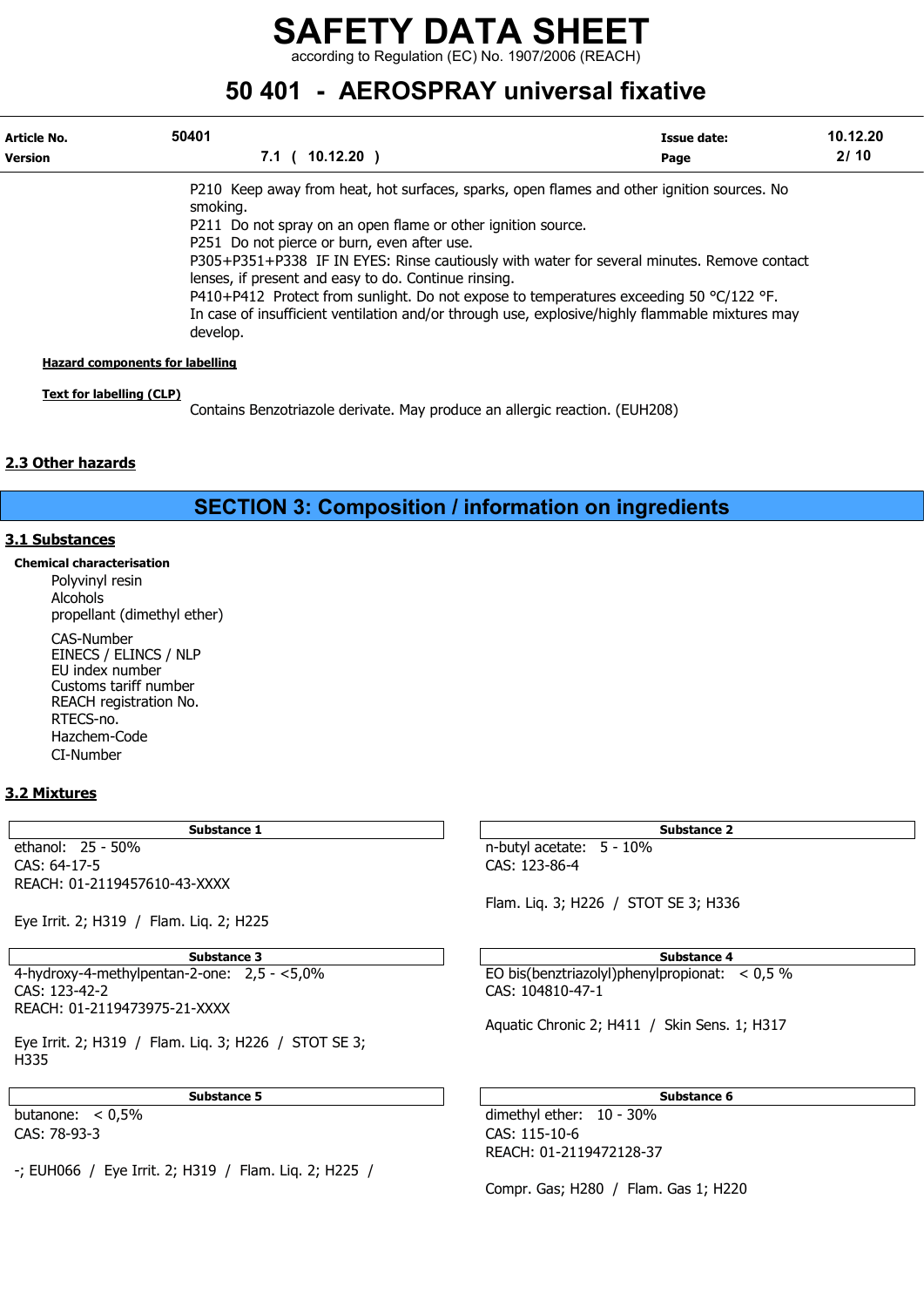P210 Keep away from heat, hot surfaces, sparks, open flames and other ignition sources. No smoking.
P211 Do not spray on an open flame or other ignition source.
P251 Do not pierce or burn, even after use.
P305+P351+P338 IF IN EYES: Rinse cautiously with water for several minutes. Remove contact lenses, if present and easy to do. Continue rinsing.
P410+P412 Protect from sunlight. Do not expose to temperatures exceeding 50 °C/122 °F.
In case of insufficient ventilation and/or through use, explosive/highly flammable mixtures may develop.

**Hazard components for labelling**

**Text for labelling (CLP)**

Contains Benzotriazole derivate. May produce an allergic reaction. (EUH208)

## 2.3 Other hazards

# SECTION 3: Composition / information on ingredients

## 3.1 Substances

**Chemical characterisation**

Polyvinyl resin
Alcohols
propellant (dimethyl ether)

CAS-Number
EINECS / ELINCS / NLP
EU index number
Customs tariff number
REACH registration No.
RTECS-no.
Hazchem-Code
CI-Number

## 3.2 Mixtures

| Substance 1 |
|---|
| ethanol: 25 - 50%<br>CAS: 64-17-5<br>REACH: 01-2119457610-43-XXXX<br><br>Eye Irrit. 2; H319 / Flam. Liq. 2; H225 |

| Substance 2 |
|---|
| n-butyl acetate: 5 - 10%<br>CAS: 123-86-4<br><br>Flam. Liq. 3; H226 / STOT SE 3; H336 |

| Substance 3 |
|---|
| 4-hydroxy-4-methylpentan-2-one: 2,5 - <5,0%<br>CAS: 123-42-2<br>REACH: 01-2119473975-21-XXXX<br><br>Eye Irrit. 2; H319 / Flam. Liq. 3; H226 / STOT SE 3; H335 |

| Substance 4 |
|---|
| EO bis(benztriazolyl)phenylpropionat: < 0,5 %<br>CAS: 104810-47-1<br><br>Aquatic Chronic 2; H411 / Skin Sens. 1; H317 |

| Substance 5 |
|---|
| butanone: < 0,5%<br>CAS: 78-93-3<br><br>-; EUH066 / Eye Irrit. 2; H319 / Flam. Liq. 2; H225 / |

| Substance 6 |
|---|
| dimethyl ether: 10 - 30%<br>CAS: 115-10-6<br>REACH: 01-2119472128-37<br><br>Compr. Gas; H280 / Flam. Gas 1; H220 |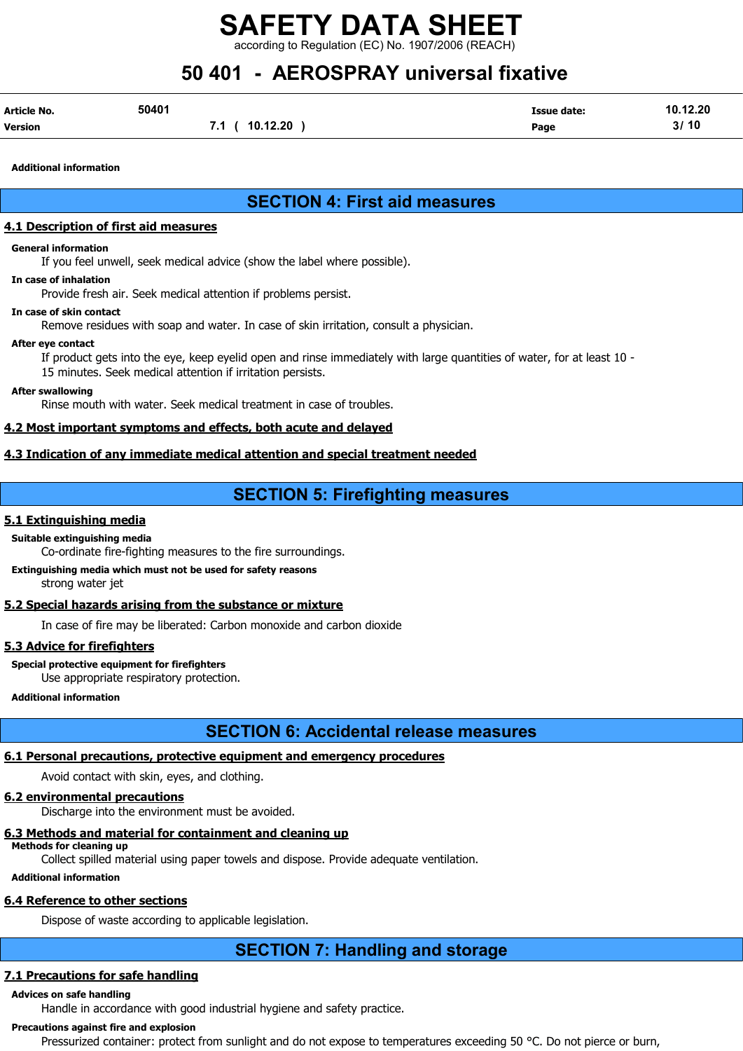**Additional information**

## SECTION 4: First aid measures

### 4.1 Description of first aid measures

**General information**

If you feel unwell, seek medical advice (show the label where possible).

**In case of inhalation**

Provide fresh air. Seek medical attention if problems persist.

**In case of skin contact**

Remove residues with soap and water. In case of skin irritation, consult a physician.

**After eye contact**

If product gets into the eye, keep eyelid open and rinse immediately with large quantities of water, for at least 10 - 15 minutes. Seek medical attention if irritation persists.

**After swallowing**

Rinse mouth with water. Seek medical treatment in case of troubles.

### 4.2 Most important symptoms and effects, both acute and delayed

### 4.3 Indication of any immediate medical attention and special treatment needed

## SECTION 5: Firefighting measures

### 5.1 Extinguishing media

**Suitable extinguishing media**

Co-ordinate fire-fighting measures to the fire surroundings.

**Extinguishing media which must not be used for safety reasons**

strong water jet

### 5.2 Special hazards arising from the substance or mixture

In case of fire may be liberated: Carbon monoxide and carbon dioxide

### 5.3 Advice for firefighters

**Special protective equipment for firefighters**

Use appropriate respiratory protection.

**Additional information**

## SECTION 6: Accidental release measures

### 6.1 Personal precautions, protective equipment and emergency procedures

Avoid contact with skin, eyes, and clothing.

### 6.2 environmental precautions

Discharge into the environment must be avoided.

### 6.3 Methods and material for containment and cleaning up

**Methods for cleaning up**

Collect spilled material using paper towels and dispose. Provide adequate ventilation.

**Additional information**

### 6.4 Reference to other sections

Dispose of waste according to applicable legislation.

## SECTION 7: Handling and storage

### 7.1 Precautions for safe handling

**Advices on safe handling**

Handle in accordance with good industrial hygiene and safety practice.

**Precautions against fire and explosion**

Pressurized container: protect from sunlight and do not expose to temperatures exceeding 50 °C. Do not pierce or burn,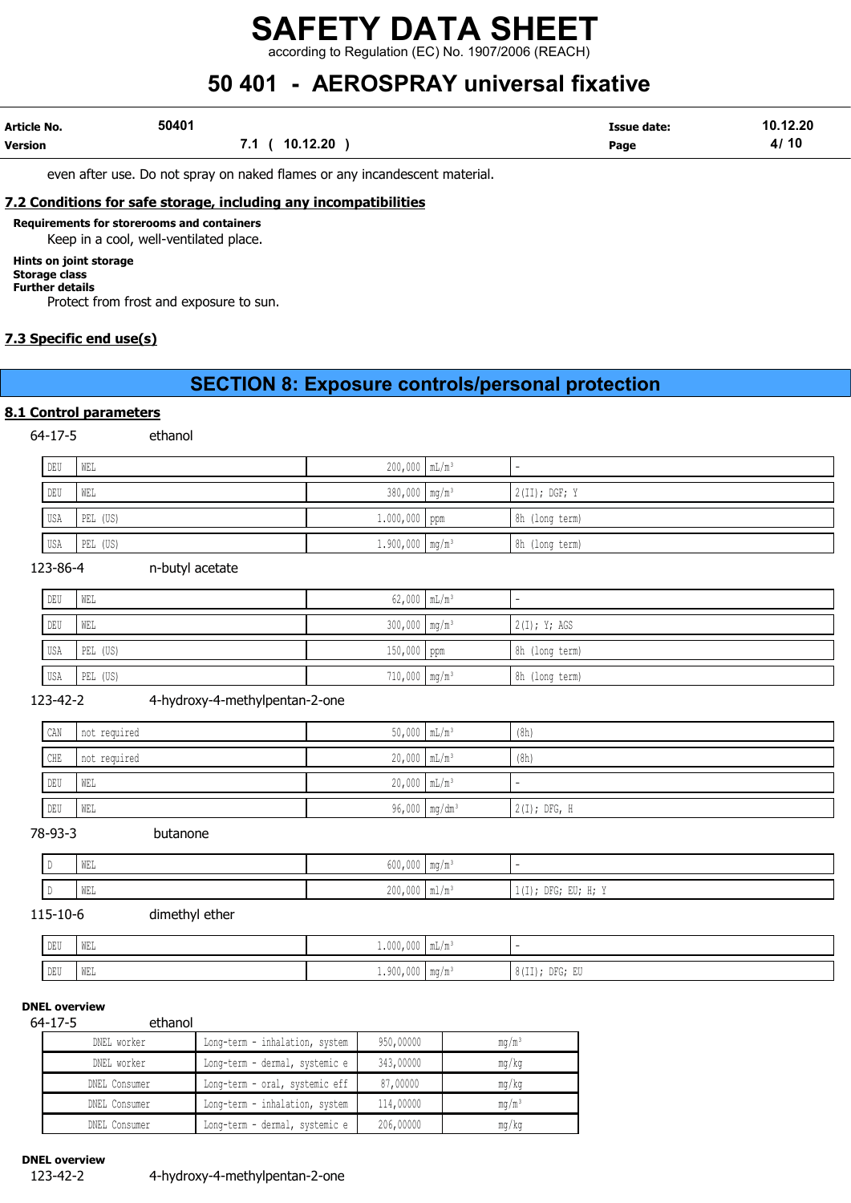even after use. Do not spray on naked flames or any incandescent material.

## 7.2 Conditions for safe storage, including any incompatibilities

**Requirements for storerooms and containers**

Keep in a cool, well-ventilated place.

**Hints on joint storage**

**Storage class**

**Further details**

Protect from frost and exposure to sun.

## 7.3 Specific end use(s)

# SECTION 8: Exposure controls/personal protection

## 8.1 Control parameters

64-17-5 ethanol

| | | | | |
|---|---|---|---|---|
| DEU | WEL | 200,000 | mL/m³ | - |
| DEU | WEL | 380,000 | mg/m³ | 2(II); DGF; Y |
| USA | PEL (US) | 1.000,000 | ppm | 8h (long term) |
| USA | PEL (US) | 1.900,000 | mg/m³ | 8h (long term) |

123-86-4 n-butyl acetate

| | | | | |
|---|---|---|---|---|
| DEU | WEL | 62,000 | mL/m³ | - |
| DEU | WEL | 300,000 | mg/m³ | 2(I); Y; AGS |
| USA | PEL (US) | 150,000 | ppm | 8h (long term) |
| USA | PEL (US) | 710,000 | mg/m³ | 8h (long term) |

123-42-2 4-hydroxy-4-methylpentan-2-one

| | | | | |
|---|---|---|---|---|
| CAN | not required | 50,000 | mL/m³ | (8h) |
| CHE | not required | 20,000 | mL/m³ | (8h) |
| DEU | WEL | 20,000 | mL/m³ | - |
| DEU | WEL | 96,000 | mg/dm³ | 2(I); DFG, H |

78-93-3 butanone

| | | | | |
|---|---|---|---|---|
| D | WEL | 600,000 | mg/m³ | - |
| D | WEL | 200,000 | ml/m³ | 1(I); DFG; EU; H; Y |

115-10-6 dimethyl ether

| | | | | |
|---|---|---|---|---|
| DEU | WEL | 1.000,000 | mL/m³ | - |
| DEU | WEL | 1.900,000 | mg/m³ | 8(II); DFG; EU |

**DNEL overview**

64-17-5 ethanol

| | | | |
|---|---|---|---|
| DNEL worker | Long-term - inhalation, system | 950,00000 | mg/m³ |
| DNEL worker | Long-term - dermal, systemic e | 343,00000 | mg/kg |
| DNEL Consumer | Long-term - oral, systemic eff | 87,00000 | mg/kg |
| DNEL Consumer | Long-term - inhalation, system | 114,00000 | mg/m³ |
| DNEL Consumer | Long-term - dermal, systemic e | 206,00000 | mg/kg |

**DNEL overview**

123-42-2 4-hydroxy-4-methylpentan-2-one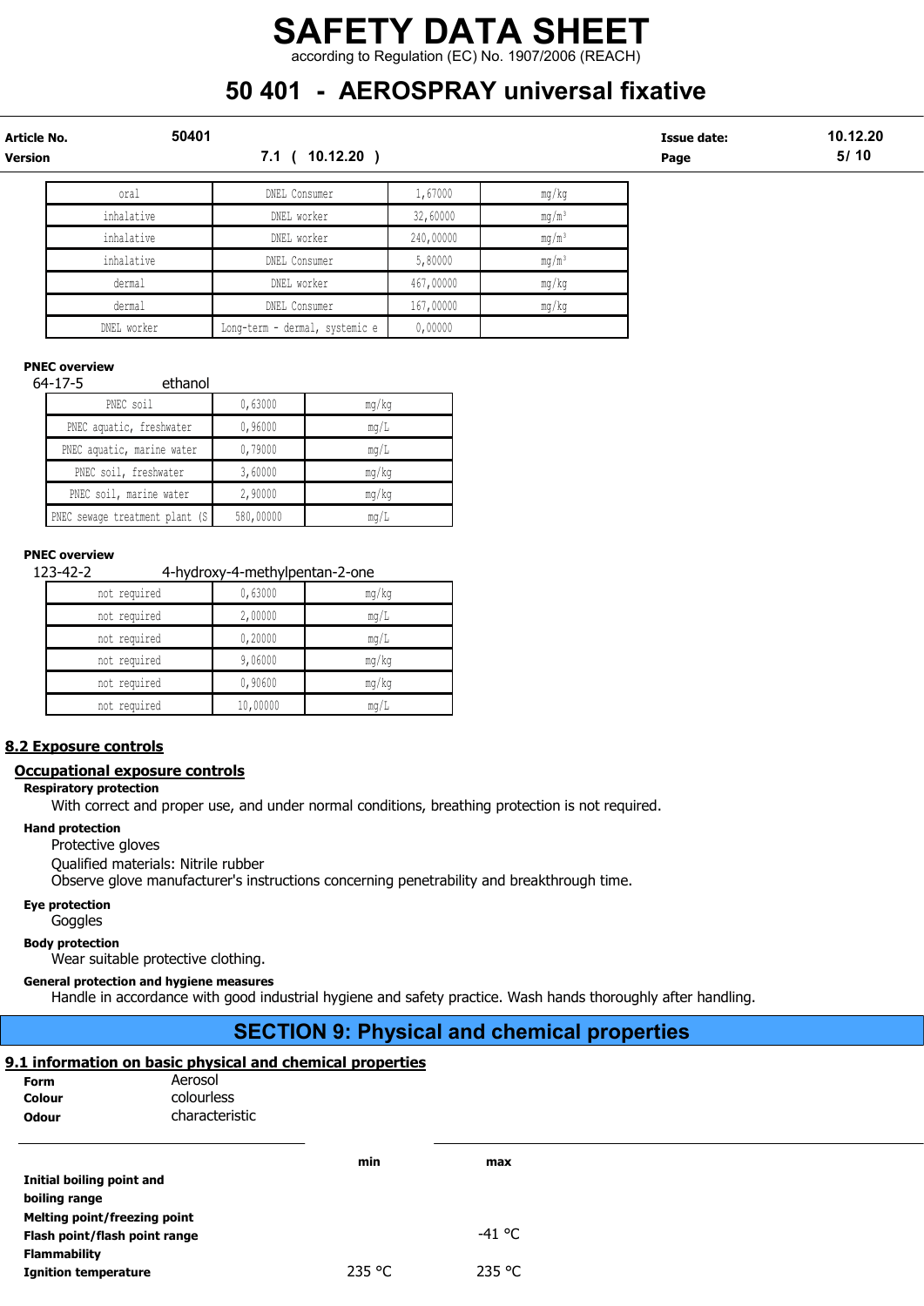| | | | |
|---|---|---|---|
| oral | DNEL Consumer | 1,67000 | mg/kg |
| inhalative | DNEL worker | 32,60000 | mg/m³ |
| inhalative | DNEL worker | 240,00000 | mg/m³ |
| inhalative | DNEL Consumer | 5,80000 | mg/m³ |
| dermal | DNEL worker | 467,00000 | mg/kg |
| dermal | DNEL Consumer | 167,00000 | mg/kg |
| DNEL worker | Long-term - dermal, systemic e | 0,00000 | |

**PNEC overview**

64-17-5 ethanol

| | | |
|---|---|---|
| PNEC soil | 0,63000 | mg/kg |
| PNEC aquatic, freshwater | 0,96000 | mg/L |
| PNEC aquatic, marine water | 0,79000 | mg/L |
| PNEC soil, freshwater | 3,60000 | mg/kg |
| PNEC soil, marine water | 2,90000 | mg/kg |
| PNEC sewage treatment plant (S | 580,00000 | mg/L |

**PNEC overview**

123-42-2 4-hydroxy-4-methylpentan-2-one

| | | |
|---|---|---|
| not required | 0,63000 | mg/kg |
| not required | 2,00000 | mg/L |
| not required | 0,20000 | mg/L |
| not required | 9,06000 | mg/kg |
| not required | 0,90600 | mg/kg |
| not required | 10,00000 | mg/L |

## 8.2 Exposure controls

### Occupational exposure controls

**Respiratory protection**

With correct and proper use, and under normal conditions, breathing protection is not required.

**Hand protection**

Protective gloves

Qualified materials: Nitrile rubber

Observe glove manufacturer's instructions concerning penetrability and breakthrough time.

**Eye protection**

Goggles

**Body protection**

Wear suitable protective clothing.

**General protection and hygiene measures**

Handle in accordance with good industrial hygiene and safety practice. Wash hands thoroughly after handling.

# SECTION 9: Physical and chemical properties

## 9.1 information on basic physical and chemical properties

**Form** Aerosol

**Colour** colourless

**Odour** characteristic

| | min | max |
|---|---|---|
| **Initial boiling point and boiling range** | | |
| **Melting point/freezing point** | | |
| **Flash point/flash point range** | | -41 °C |
| **Flammability** | | |
| **Ignition temperature** | 235 °C | 235 °C |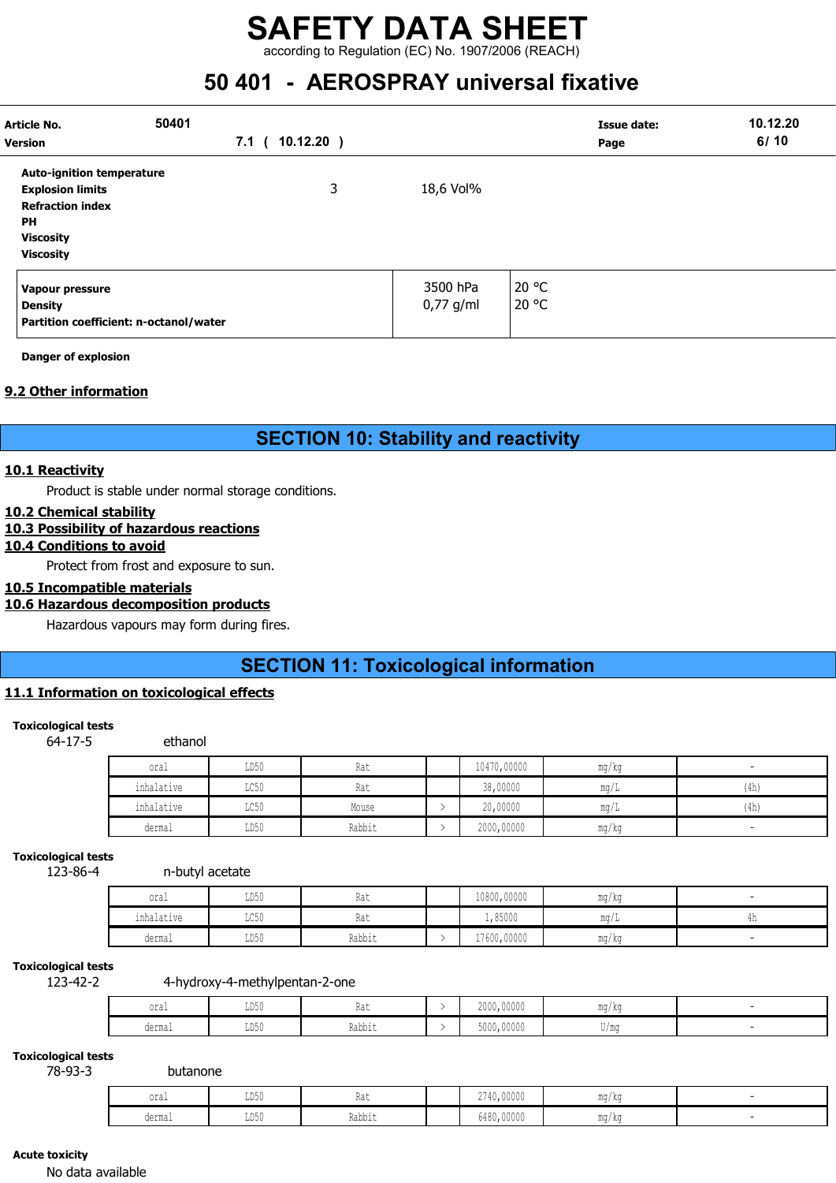| | | |
|---|---|---|
| **Auto-ignition temperature** | | |
| **Explosion limits** | 3 | 18,6 Vol% |
| **Refraction index** | | |
| **PH** | | |
| **Viscosity** | | |
| **Viscosity** | | |

| | | |
|---|---|---|
| **Vapour pressure** | 3500 hPa | 20 °C |
| **Density** | 0,77 g/ml | 20 °C |
| **Partition coefficient: n-octanol/water** | | |

**Danger of explosion**

### 9.2 Other information

## SECTION 10: Stability and reactivity

### 10.1 Reactivity

Product is stable under normal storage conditions.

### 10.2 Chemical stability

### 10.3 Possibility of hazardous reactions

### 10.4 Conditions to avoid

Protect from frost and exposure to sun.

### 10.5 Incompatible materials

### 10.6 Hazardous decomposition products

Hazardous vapours may form during fires.

## SECTION 11: Toxicological information

### 11.1 Information on toxicological effects

**Toxicological tests**

64-17-5 ethanol

| | | | | | | |
|---|---|---|---|---|---|---|
| oral | LD50 | Rat | | 10470,00000 | mg/kg | - |
| inhalative | LC50 | Rat | | 38,00000 | mg/L | (4h) |
| inhalative | LC50 | Mouse | > | 20,00000 | mg/L | (4h) |
| dermal | LD50 | Rabbit | > | 2000,00000 | mg/kg | - |

**Toxicological tests**

123-86-4 n-butyl acetate

| | | | | | | |
|---|---|---|---|---|---|---|
| oral | LD50 | Rat | | 10800,00000 | mg/kg | - |
| inhalative | LC50 | Rat | | 1,85000 | mg/L | 4h |
| dermal | LD50 | Rabbit | > | 17600,00000 | mg/kg | - |

**Toxicological tests**

123-42-2 4-hydroxy-4-methylpentan-2-one

| | | | | | | |
|---|---|---|---|---|---|---|
| oral | LD50 | Rat | > | 2000,00000 | mg/kg | - |
| dermal | LD50 | Rabbit | > | 5000,00000 | U/mg | - |

**Toxicological tests**

78-93-3 butanone

| | | | | | | |
|---|---|---|---|---|---|---|
| oral | LD50 | Rat | | 2740,00000 | mg/kg | - |
| dermal | LD50 | Rabbit | | 6480,00000 | mg/kg | - |

**Acute toxicity**

No data available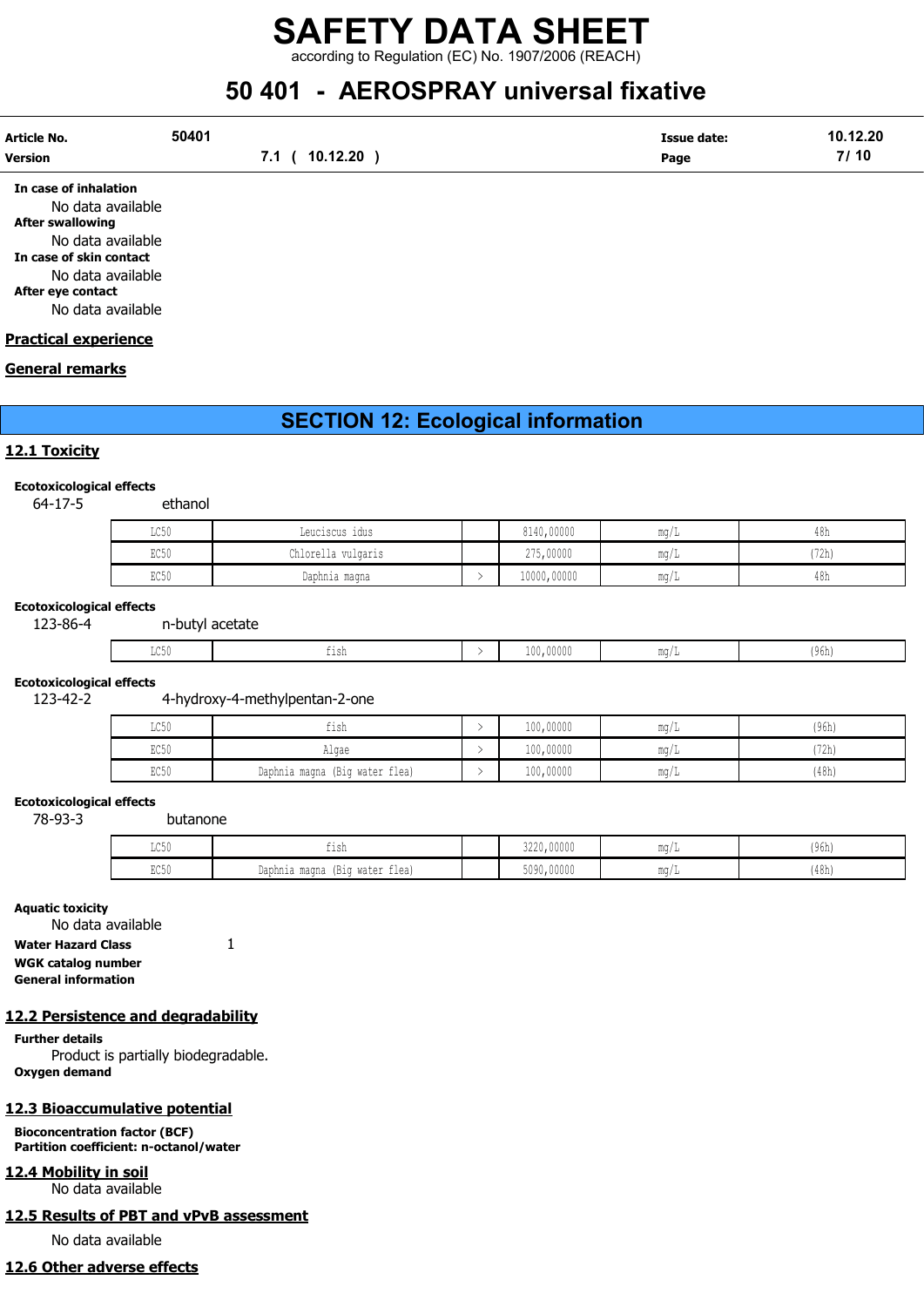**In case of inhalation**

No data available

**After swallowing**

No data available

**In case of skin contact**

No data available

**After eye contact**

No data available

## Practical experience

## General remarks

# SECTION 12: Ecological information

## 12.1 Toxicity

**Ecotoxicological effects**

64-17-5 ethanol

| | | | | | |
|---|---|---|---|---|---|
| LC50 | Leuciscus idus | | 8140,00000 | mg/L | 48h |
| EC50 | Chlorella vulgaris | | 275,00000 | mg/L | (72h) |
| EC50 | Daphnia magna | > | 10000,00000 | mg/L | 48h |

**Ecotoxicological effects**

123-86-4 n-butyl acetate

| | | | | | |
|---|---|---|---|---|---|
| LC50 | fish | > | 100,00000 | mg/L | (96h) |

**Ecotoxicological effects**

123-42-2 4-hydroxy-4-methylpentan-2-one

| | | | | | |
|---|---|---|---|---|---|
| LC50 | fish | > | 100,00000 | mg/L | (96h) |
| EC50 | Algae | > | 100,00000 | mg/L | (72h) |
| EC50 | Daphnia magna (Big water flea) | > | 100,00000 | mg/L | (48h) |

**Ecotoxicological effects**

78-93-3 butanone

| | | | | | |
|---|---|---|---|---|---|
| LC50 | fish | | 3220,00000 | mg/L | (96h) |
| EC50 | Daphnia magna (Big water flea) | | 5090,00000 | mg/L | (48h) |

**Aquatic toxicity**

No data available

**Water Hazard Class** 1

**WGK catalog number**

**General information**

## 12.2 Persistence and degradability

**Further details**

Product is partially biodegradable.

**Oxygen demand**

## 12.3 Bioaccumulative potential

**Bioconcentration factor (BCF)**

**Partition coefficient: n-octanol/water**

## 12.4 Mobility in soil

No data available

## 12.5 Results of PBT and vPvB assessment

No data available

## 12.6 Other adverse effects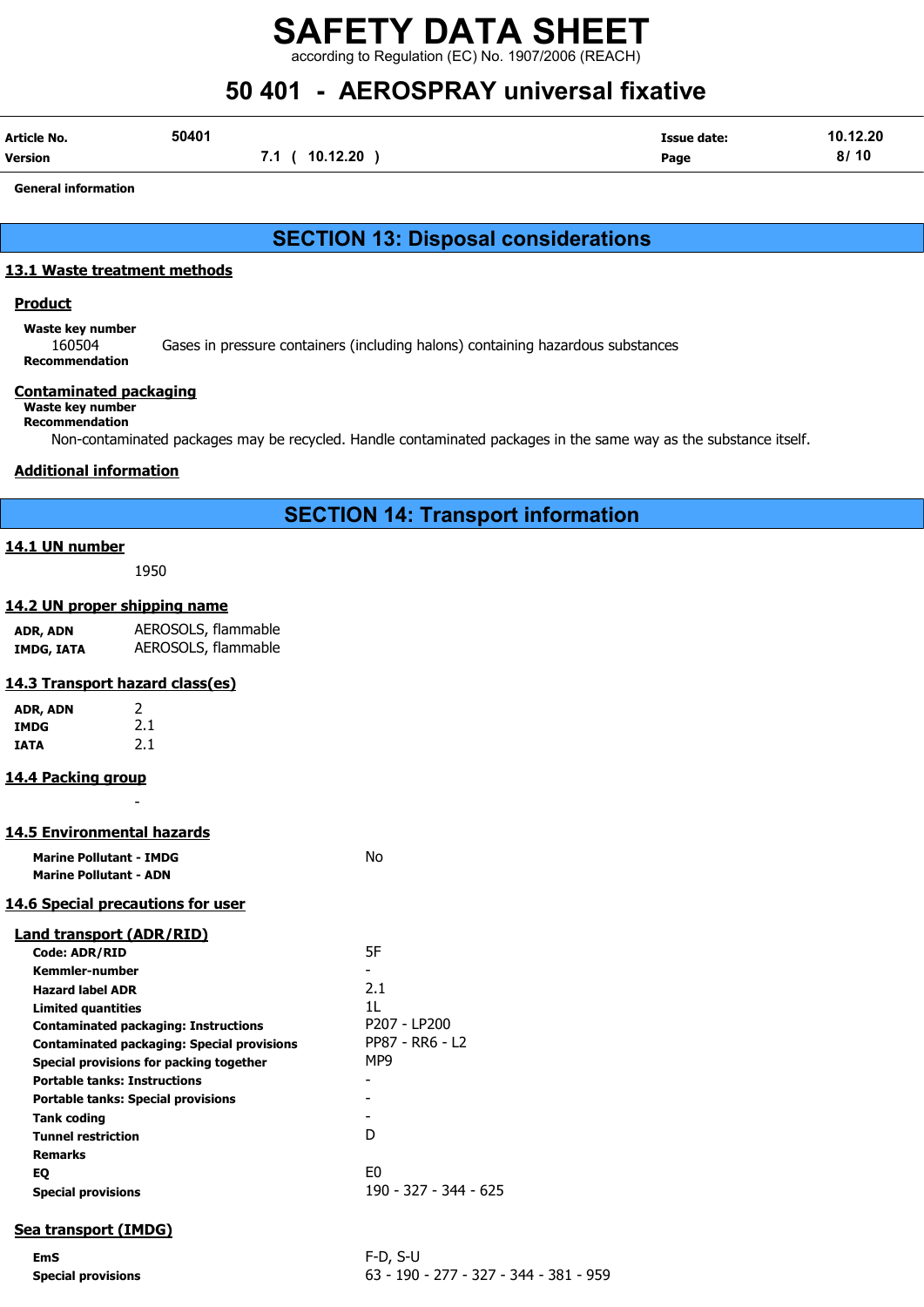General information

## SECTION 13: Disposal considerations

### 13.1 Waste treatment methods

**Product**

**Waste key number**
160504 Gases in pressure containers (including halons) containing hazardous substances

**Recommendation**

**Contaminated packaging**

**Waste key number**

**Recommendation**

Non-contaminated packages may be recycled. Handle contaminated packages in the same way as the substance itself.

**Additional information**

## SECTION 14: Transport information

### 14.1 UN number

1950

### 14.2 UN proper shipping name

| | |
|---|---|
| **ADR, ADN** | AEROSOLS, flammable |
| **IMDG, IATA** | AEROSOLS, flammable |

### 14.3 Transport hazard class(es)

| | |
|---|---|
| **ADR, ADN** | 2 |
| **IMDG** | 2.1 |
| **IATA** | 2.1 |

### 14.4 Packing group

-

### 14.5 Environmental hazards

| | |
|---|---|
| **Marine Pollutant - IMDG** | No |
| **Marine Pollutant - ADN** | |

### 14.6 Special precautions for user

**Land transport (ADR/RID)**

| | |
|---|---|
| **Code: ADR/RID** | 5F |
| **Kemmler-number** | - |
| **Hazard label ADR** | 2.1 |
| **Limited quantities** | 1L |
| **Contaminated packaging: Instructions** | P207 - LP200 |
| **Contaminated packaging: Special provisions** | PP87 - RR6 - L2 |
| **Special provisions for packing together** | MP9 |
| **Portable tanks: Instructions** | - |
| **Portable tanks: Special provisions** | - |
| **Tank coding** | - |
| **Tunnel restriction** | D |
| **Remarks** | |
| **EQ** | E0 |
| **Special provisions** | 190 - 327 - 344 - 625 |

**Sea transport (IMDG)**

| | |
|---|---|
| **EmS** | F-D, S-U |
| **Special provisions** | 63 - 190 - 277 - 327 - 344 - 381 - 959 |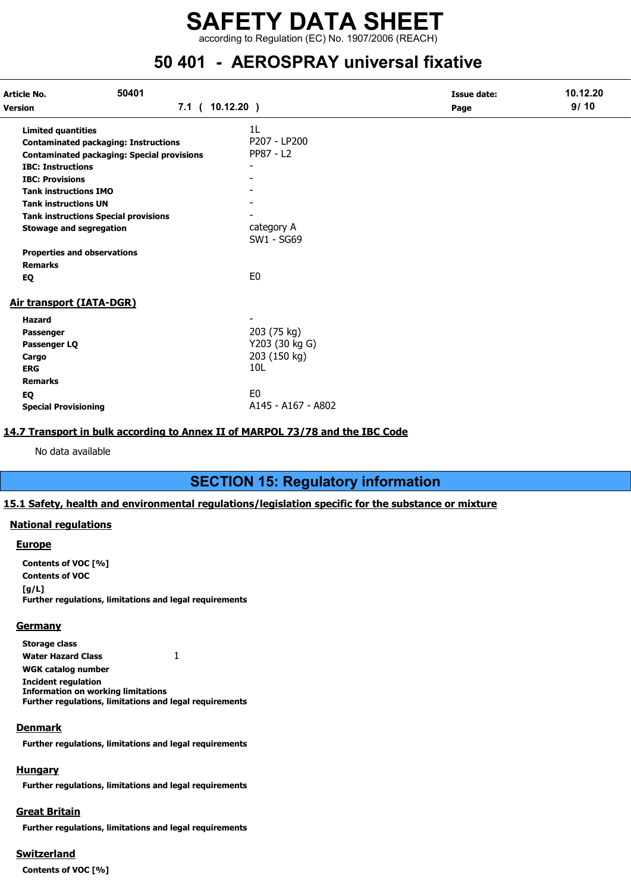| | |
|---|---|
| **Limited quantities** | 1L |
| **Contaminated packaging: Instructions** | P207 - LP200 |
| **Contaminated packaging: Special provisions** | PP87 - L2 |
| **IBC: Instructions** | - |
| **IBC: Provisions** | - |
| **Tank instructions IMO** | - |
| **Tank instructions UN** | - |
| **Tank instructions Special provisions** | - |
| **Stowage and segregation** | category A<br>SW1 - SG69 |
| **Properties and observations** | |
| **Remarks** | |
| **EQ** | E0 |

**Air transport (IATA-DGR)**

| | |
|---|---|
| **Hazard** | - |
| **Passenger** | 203 (75 kg) |
| **Passenger LQ** | Y203 (30 kg G) |
| **Cargo** | 203 (150 kg) |
| **ERG** | 10L |
| **Remarks** | |
| **EQ** | E0 |
| **Special Provisioning** | A145 - A167 - A802 |

**14.7 Transport in bulk according to Annex II of MARPOL 73/78 and the IBC Code**

No data available

## SECTION 15: Regulatory information

**15.1 Safety, health and environmental regulations/legislation specific for the substance or mixture**

**National regulations**

**Europe**

**Contents of VOC [%]**
**Contents of VOC [g/L]**
**Further regulations, limitations and legal requirements**

**Germany**

**Storage class**
**Water Hazard Class** 1
**WGK catalog number**
**Incident regulation**
**Information on working limitations**
**Further regulations, limitations and legal requirements**

**Denmark**

**Further regulations, limitations and legal requirements**

**Hungary**

**Further regulations, limitations and legal requirements**

**Great Britain**

**Further regulations, limitations and legal requirements**

**Switzerland**

**Contents of VOC [%]**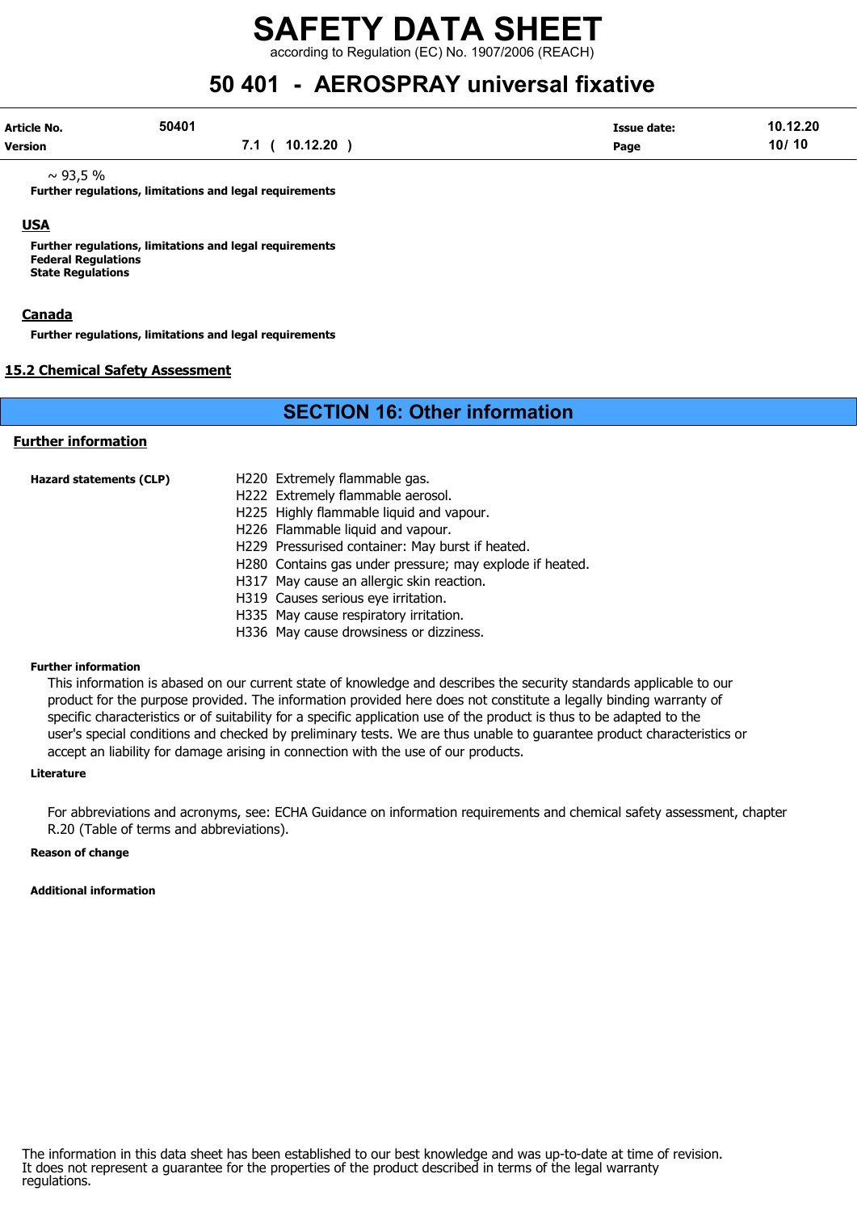~ 93,5 %

**Further regulations, limitations and legal requirements**

### USA

**Further regulations, limitations and legal requirements**
**Federal Regulations**
**State Regulations**

### Canada

**Further regulations, limitations and legal requirements**

### 15.2 Chemical Safety Assessment

## SECTION 16: Other information

### Further information

**Hazard statements (CLP)**

H220 Extremely flammable gas.
H222 Extremely flammable aerosol.
H225 Highly flammable liquid and vapour.
H226 Flammable liquid and vapour.
H229 Pressurised container: May burst if heated.
H280 Contains gas under pressure; may explode if heated.
H317 May cause an allergic skin reaction.
H319 Causes serious eye irritation.
H335 May cause respiratory irritation.
H336 May cause drowsiness or dizziness.

**Further information**

This information is abased on our current state of knowledge and describes the security standards applicable to our product for the purpose provided. The information provided here does not constitute a legally binding warranty of specific characteristics or of suitability for a specific application use of the product is thus to be adapted to the user's special conditions and checked by preliminary tests. We are thus unable to guarantee product characteristics or accept an liability for damage arising in connection with the use of our products.

**Literature**

For abbreviations and acronyms, see: ECHA Guidance on information requirements and chemical safety assessment, chapter R.20 (Table of terms and abbreviations).

**Reason of change**

**Additional information**

The information in this data sheet has been established to our best knowledge and was up-to-date at time of revision. It does not represent a guarantee for the properties of the product described in terms of the legal warranty regulations.